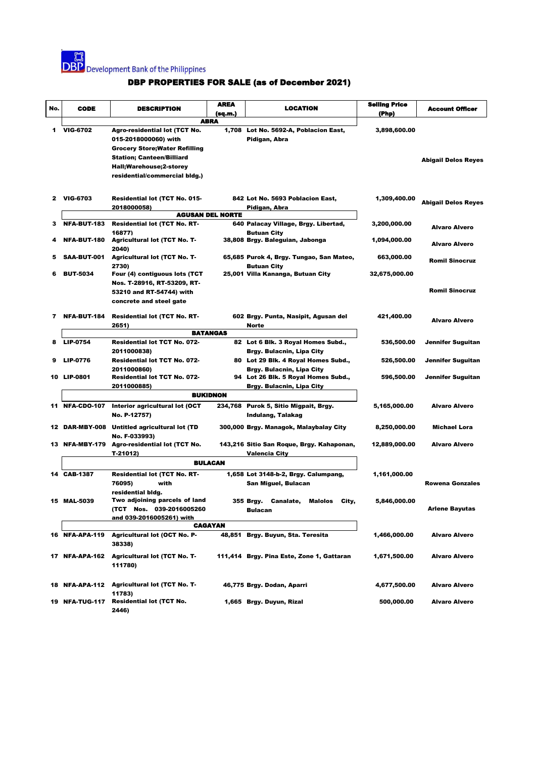Development Bank of the Philippines

# DBP PROPERTIES FOR SALE (as of December 2021)

| No. | CODE | DESCRIPTION | AREA (sq.m.) | LOCATION | Selling Price (Php) | Account Officer |
|---|---|---|---|---|---|---|
| | | | **ABRA** | | | |
| 1 | VIG-6702 | Agro-residential lot (TCT No. 015-2018000060) with Grocery Store;Water Refilling Station; Canteen/Billiard Hall;Warehouse;2-storey residential/commercial bldg.) | 1,708 | Lot No. 5692-A, Poblacion East, Pidigan, Abra | 3,898,600.00 | Abigail Delos Reyes |
| 2 | VIG-6703 | Residential lot (TCT No. 015-2018000058) | 842 | Lot No. 5693 Poblacion East, Pidigan, Abra | 1,309,400.00 | Abigail Delos Reyes |
| | | | **AGUSAN DEL NORTE** | | | |
| 3 | NFA-BUT-183 | Residential lot (TCT No. RT-16877) | 640 | Palacay Village, Brgy. Libertad, Butuan City | 3,200,000.00 | Alvaro Alvero |
| 4 | NFA-BUT-180 | Agricultural lot (TCT No. T-2040) | 38,808 | Brgy. Baleguian, Jabonga | 1,094,000.00 | Alvaro Alvero |
| 5 | SAA-BUT-001 | Agricultural lot (TCT No. T-2730) | 65,685 | Purok 4, Brgy. Tungao, San Mateo, Butuan City | 663,000.00 | Romil Sinocruz |
| 6 | BUT-5034 | Four (4) contiguous lots (TCT Nos. T-28916, RT-53209, RT-53210 and RT-54744) with concrete and steel gate | 25,001 | Villa Kananga, Butuan City | 32,675,000.00 | Romil Sinocruz |
| 7 | NFA-BUT-184 | Residential lot (TCT No. RT-2651) | 602 | Brgy. Punta, Nasipit, Agusan del Norte | 421,400.00 | Alvaro Alvero |
| | | | **BATANGAS** | | | |
| 8 | LIP-0754 | Residential lot TCT No. 072-2011000838) | 82 | Lot 6 Blk. 3 Royal Homes Subd., Brgy. Bulacnin, Lipa City | 536,500.00 | Jennifer Suguitan |
| 9 | LIP-0776 | Residential lot TCT No. 072-2011000860) | 80 | Lot 29 Blk. 4 Royal Homes Subd., Brgy. Bulacnin, Lipa City | 526,500.00 | Jennifer Suguitan |
| 10 | LIP-0801 | Residential lot TCT No. 072-2011000885) | 94 | Lot 26 Blk. 5 Royal Homes Subd., Brgy. Bulacnin, Lipa City | 596,500.00 | Jennifer Suguitan |
| | | | **BUKIDNON** | | | |
| 11 | NFA-CDO-107 | Interior agricultural lot (OCT No. P-12757) | 234,768 | Purok 5, Sitio Migpait, Brgy. Indulang, Talakag | 5,165,000.00 | Alvaro Alvero |
| 12 | DAR-MBY-008 | Untitled agricultural lot (TD No. F-033993) | 300,000 | Brgy. Managok, Malaybalay City | 8,250,000.00 | Michael Lora |
| 13 | NFA-MBY-179 | Agro-residential lot (TCT No. T-21012) | 143,216 | Sitio San Roque, Brgy. Kahaponan, Valencia City | 12,889,000.00 | Alvaro Alvero |
| | | | **BULACAN** | | | |
| 14 | CAB-1387 | Residential lot (TCT No. RT-76095) with residential bldg. | 1,658 | Lot 3148-b-2, Brgy. Calumpang, San Miguel, Bulacan | 1,161,000.00 | Rowena Gonzales |
| 15 | MAL-5039 | Two adjoining parcels of land (TCT Nos. 039-2016005260 and 039-2016005261) with | 355 | Brgy. Canalate, Malolos City, Bulacan | 5,846,000.00 | Arlene Bayutas |
| | | | **CAGAYAN** | | | |
| 16 | NFA-APA-119 | Agricultural lot (OCT No. P-38338) | 48,851 | Brgy. Buyun, Sta. Teresita | 1,466,000.00 | Alvaro Alvero |
| 17 | NFA-APA-162 | Agricultural lot (TCT No. T-111780) | 111,414 | Brgy. Pina Este, Zone 1, Gattaran | 1,671,500.00 | Alvaro Alvero |
| 18 | NFA-APA-112 | Agricultural lot (TCT No. T-11783) | 46,775 | Brgy. Dodan, Aparri | 4,677,500.00 | Alvaro Alvero |
| 19 | NFA-TUG-117 | Residential lot (TCT No. 2446) | 1,665 | Brgy. Duyun, Rizal | 500,000.00 | Alvaro Alvero |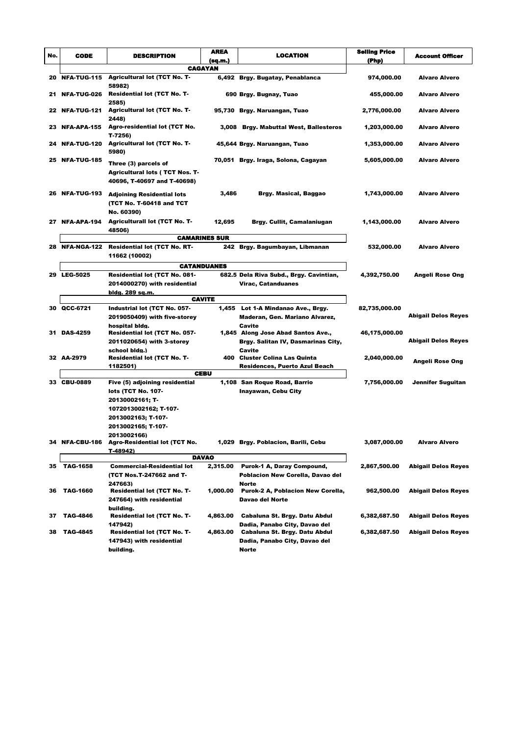| No. | CODE | DESCRIPTION | AREA (sq.m.) | LOCATION | Selling Price (Php) | Account Officer |
|---|---|---|---|---|---|---|
| | | **CAGAYAN** | | | | |
| 20 | NFA-TUG-115 | Agricultural lot (TCT No. T-58982) | 6,492 | Brgy. Bugatay, Penablanca | 974,000.00 | Alvaro Alvero |
| 21 | NFA-TUG-026 | Residential lot (TCT No. T-2585) | 690 | Brgy. Bugnay, Tuao | 455,000.00 | Alvaro Alvero |
| 22 | NFA-TUG-121 | Agricultural lot (TCT No. T-2448) | 95,730 | Brgy. Naruangan, Tuao | 2,776,000.00 | Alvaro Alvero |
| 23 | NFA-APA-155 | Agro-residential lot (TCT No. T-7256) | 3,008 | Brgy. Mabuttal West, Ballesteros | 1,203,000.00 | Alvaro Alvero |
| 24 | NFA-TUG-120 | Agricultural lot (TCT No. T-5980) | 45,644 | Brgy. Naruangan, Tuao | 1,353,000.00 | Alvaro Alvero |
| 25 | NFA-TUG-185 | Three (3) parcels of Agricultural lots ( TCT Nos. T-40696, T-40697 and T-40698) | 70,051 | Brgy. Iraga, Solona, Cagayan | 5,605,000.00 | Alvaro Alvero |
| 26 | NFA-TUG-193 | Adjoining Residential lots (TCT No. T-60418 and TCT No. 60390) | 3,486 | Brgy. Masical, Baggao | 1,743,000.00 | Alvaro Alvero |
| 27 | NFA-APA-194 | Agriculturall lot (TCT No. T-48506) | 12,695 | Brgy. Cullit, Camalaniugan | 1,143,000.00 | Alvaro Alvero |
| | | **CAMARINES SUR** | | | | |
| 28 | NFA-NGA-122 | Residential lot (TCT No. RT-11662 (10002) | 242 | Brgy. Bagumbayan, Libmanan | 532,000.00 | Alvaro Alvero |
| | | **CATANDUANES** | | | | |
| 29 | LEG-5025 | Residential lot (TCT No. 081-2014000270) with residential bldg. 289 sq.m. | 682.5 | Dela Riva Subd., Brgy. Cavintian, Virac, Catanduanes | 4,392,750.00 | Angeli Rose Ong |
| | | **CAVITE** | | | | |
| 30 | QCC-6721 | Industrial lot (TCT No. 057-2019050409) with five-storey hospital bldg. | 1,455 | Lot 1-A Mindanao Ave., Brgy. Maderan, Gen. Mariano Alvarez, Cavite | 82,735,000.00 | Abigail Delos Reyes |
| 31 | DAS-4259 | Residential lot (TCT No. 057-2011020654) with 3-storey school bldg.) | 1,845 | Along Jose Abad Santos Ave., Brgy. Salitan IV, Dasmarinas City, Cavite | 46,175,000.00 | Abigail Delos Reyes |
| 32 | AA-2979 | Residential lot (TCT No. T-1182501) | 400 | Cluster Colina Las Quinta Residences, Puerto Azul Beach | 2,040,000.00 | Angeli Rose Ong |
| | | **CEBU** | | | | |
| 33 | CBU-0889 | Five (5) adjoining residential lots (TCT No. 107-20130002161; T-1072013002162; T-107-2013002163; T-107-2013002165; T-107-2013002166) | 1,108 | San Roque Road, Barrio Inayawan, Cebu City | 7,756,000.00 | Jennifer Suguitan |
| 34 | NFA-CBU-186 | Agro-Residential lot (TCT No. T-48942) | 1,029 | Brgy. Poblacion, Barili, Cebu | 3,087,000.00 | Alvaro Alvero |
| | | **DAVAO** | | | | |
| 35 | TAG-1658 | Commercial-Residential lot (TCT Nos.T-247662 and T-247663) | 2,315.00 | Purok-1 A, Daray Compound, Poblacion New Corella, Davao del Norte | 2,867,500.00 | Abigail Delos Reyes |
| 36 | TAG-1660 | Residential lot (TCT No. T-247664) with residential building. | 1,000.00 | Purok-2 A, Poblacion New Corella, Davao del Norte | 962,500.00 | Abigail Delos Reyes |
| 37 | TAG-4846 | Residential lot (TCT No. T-147942) | 4,863.00 | Cabaluna St. Brgy. Datu Abdul Dadia, Panabo City, Davao del | 6,382,687.50 | Abigail Delos Reyes |
| 38 | TAG-4845 | Residential lot (TCT No. T-147943) with residential building. | 4,863.00 | Cabaluna St. Brgy. Datu Abdul Dadia, Panabo City, Davao del Norte | 6,382,687.50 | Abigail Delos Reyes |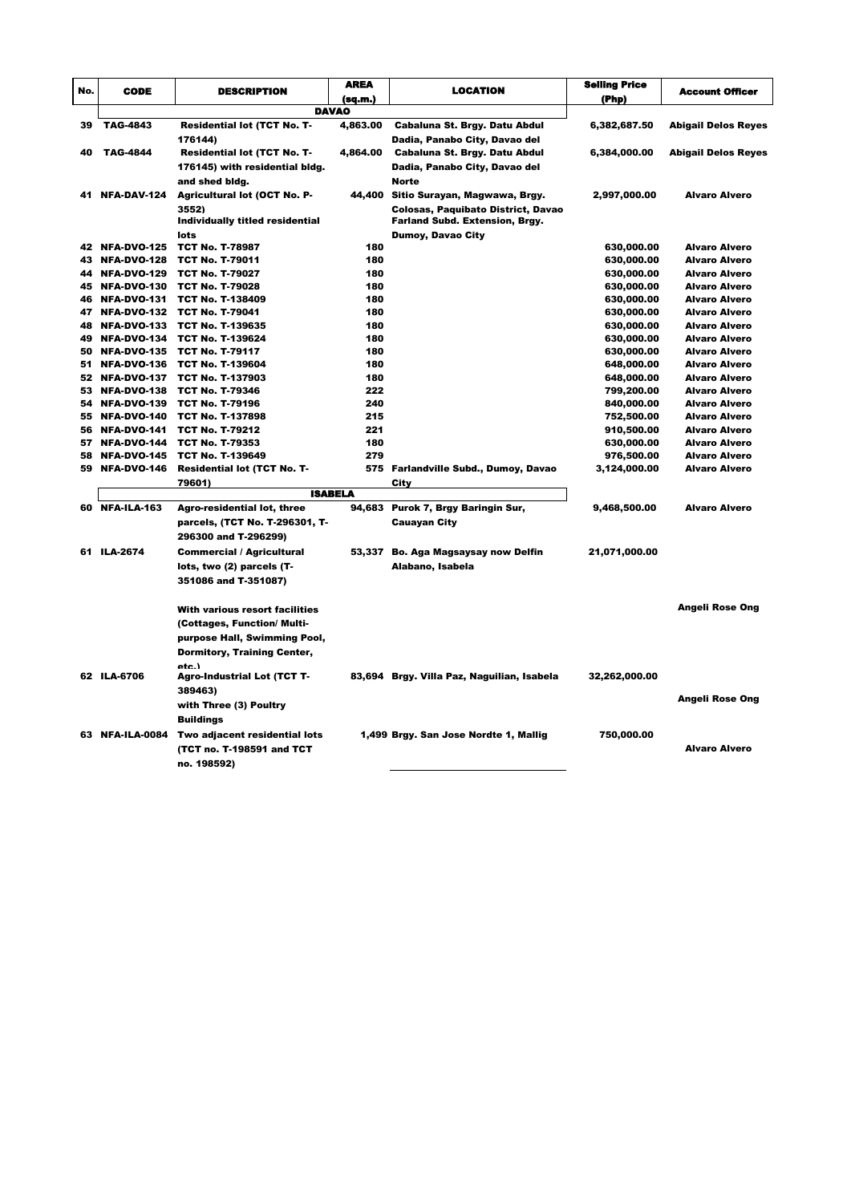| No. | CODE | DESCRIPTION | AREA (sq.m.) | LOCATION | Selling Price (Php) | Account Officer |
|---|---|---|---|---|---|---|
| | | | **DAVAO** | | | |
| 39 | TAG-4843 | Residential lot (TCT No. T-176144) | 4,863.00 | Cabaluna St. Brgy. Datu Abdul Dadia, Panabo City, Davao del | 6,382,687.50 | Abigail Delos Reyes |
| 40 | TAG-4844 | Residential lot (TCT No. T-176145) with residential bldg. and shed bldg. | 4,864.00 | Cabaluna St. Brgy. Datu Abdul Dadia, Panabo City, Davao del Norte | 6,384,000.00 | Abigail Delos Reyes |
| 41 | NFA-DAV-124 | Agricultural lot (OCT No. P-3552) | 44,400 | Sitio Surayan, Magwawa, Brgy. Colosas, Paquibato District, Davao | 2,997,000.00 | Alvaro Alvero |
| | | Individually titled residential lots | | Farland Subd. Extension, Brgy. Dumoy, Davao City | | |
| 42 | NFA-DVO-125 | TCT No. T-78987 | 180 | | 630,000.00 | Alvaro Alvero |
| 43 | NFA-DVO-128 | TCT No. T-79011 | 180 | | 630,000.00 | Alvaro Alvero |
| 44 | NFA-DVO-129 | TCT No. T-79027 | 180 | | 630,000.00 | Alvaro Alvero |
| 45 | NFA-DVO-130 | TCT No. T-79028 | 180 | | 630,000.00 | Alvaro Alvero |
| 46 | NFA-DVO-131 | TCT No. T-138409 | 180 | | 630,000.00 | Alvaro Alvero |
| 47 | NFA-DVO-132 | TCT No. T-79041 | 180 | | 630,000.00 | Alvaro Alvero |
| 48 | NFA-DVO-133 | TCT No. T-139635 | 180 | | 630,000.00 | Alvaro Alvero |
| 49 | NFA-DVO-134 | TCT No. T-139624 | 180 | | 630,000.00 | Alvaro Alvero |
| 50 | NFA-DVO-135 | TCT No. T-79117 | 180 | | 630,000.00 | Alvaro Alvero |
| 51 | NFA-DVO-136 | TCT No. T-139604 | 180 | | 648,000.00 | Alvaro Alvero |
| 52 | NFA-DVO-137 | TCT No. T-137903 | 180 | | 648,000.00 | Alvaro Alvero |
| 53 | NFA-DVO-138 | TCT No. T-79346 | 222 | | 799,200.00 | Alvaro Alvero |
| 54 | NFA-DVO-139 | TCT No. T-79196 | 240 | | 840,000.00 | Alvaro Alvero |
| 55 | NFA-DVO-140 | TCT No. T-137898 | 215 | | 752,500.00 | Alvaro Alvero |
| 56 | NFA-DVO-141 | TCT No. T-79212 | 221 | | 910,500.00 | Alvaro Alvero |
| 57 | NFA-DVO-144 | TCT No. T-79353 | 180 | | 630,000.00 | Alvaro Alvero |
| 58 | NFA-DVO-145 | TCT No. T-139649 | 279 | | 976,500.00 | Alvaro Alvero |
| 59 | NFA-DVO-146 | Residential lot (TCT No. T-79601) | 575 | Farlandville Subd., Dumoy, Davao City | 3,124,000.00 | Alvaro Alvero |
| | | | **ISABELA** | | | |
| 60 | NFA-ILA-163 | Agro-residential lot, three parcels, (TCT No. T-296301, T-296300 and T-296299) | 94,683 | Purok 7, Brgy Baringin Sur, Cauayan City | 9,468,500.00 | Alvaro Alvero |
| 61 | ILA-2674 | Commercial / Agricultural lots, two (2) parcels (T-351086 and T-351087) With various resort facilities (Cottages, Function/ Multi-purpose Hall, Swimming Pool, Dormitory, Training Center, etc.) | 53,337 | Bo. Aga Magsaysay now Delfin Alabano, Isabela | 21,071,000.00 | Angeli Rose Ong |
| 62 | ILA-6706 | Agro-Industrial Lot (TCT T-389463) with Three (3) Poultry Buildings | 83,694 | Brgy. Villa Paz, Naguilian, Isabela | 32,262,000.00 | Angeli Rose Ong |
| 63 | NFA-ILA-0084 | Two adjacent residential lots (TCT no. T-198591 and TCT no. 198592) | 1,499 | Brgy. San Jose Nordte 1, Mallig | 750,000.00 | Alvaro Alvero |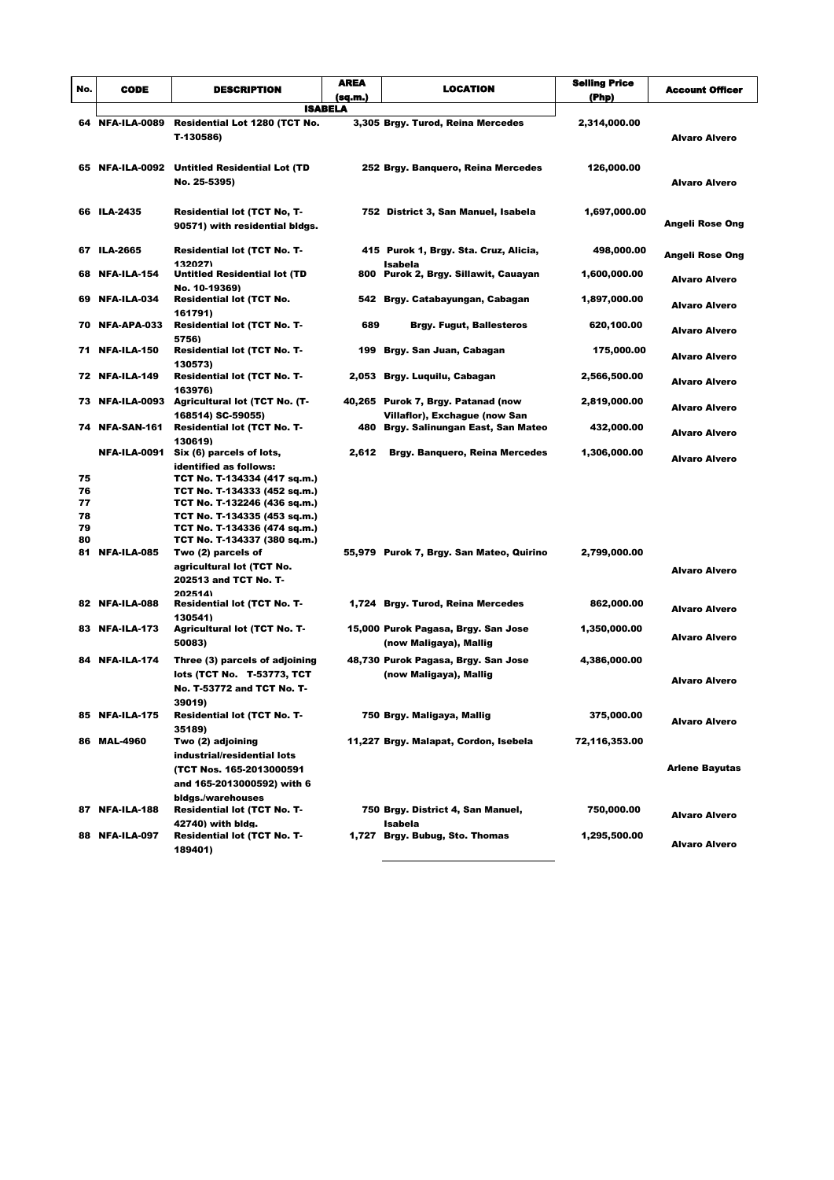| No. | CODE | DESCRIPTION | AREA (sq.m.) | LOCATION | Selling Price (Php) | Account Officer |
|---|---|---|---|---|---|---|
| | | | **ISABELA** | | | |
| 64 | NFA-ILA-0089 | Residential Lot 1280 (TCT No. T-130586) | 3,305 | Brgy. Turod, Reina Mercedes | 2,314,000.00 | Alvaro Alvero |
| 65 | NFA-ILA-0092 | Untitled Residential Lot (TD No. 25-5395) | 252 | Brgy. Banquero, Reina Mercedes | 126,000.00 | Alvaro Alvero |
| 66 | ILA-2435 | Residential lot (TCT No, T-90571) with residential bldgs. | 752 | District 3, San Manuel, Isabela | 1,697,000.00 | Angeli Rose Ong |
| 67 | ILA-2665 | Residential lot (TCT No. T-132027) | 415 | Purok 1, Brgy. Sta. Cruz, Alicia, Isabela | 498,000.00 | Angeli Rose Ong |
| 68 | NFA-ILA-154 | Untitled Residential lot (TD No. 10-19369) | 800 | Purok 2, Brgy. Sillawit, Cauayan | 1,600,000.00 | Alvaro Alvero |
| 69 | NFA-ILA-034 | Residential lot (TCT No. 161791) | 542 | Brgy. Catabayungan, Cabagan | 1,897,000.00 | Alvaro Alvero |
| 70 | NFA-APA-033 | Residential lot (TCT No. T-5756) | 689 | Brgy. Fugut, Ballesteros | 620,100.00 | Alvaro Alvero |
| 71 | NFA-ILA-150 | Residential lot (TCT No. T-130573) | 199 | Brgy. San Juan, Cabagan | 175,000.00 | Alvaro Alvero |
| 72 | NFA-ILA-149 | Residential lot (TCT No. T-163976) | 2,053 | Brgy. Luquilu, Cabagan | 2,566,500.00 | Alvaro Alvero |
| 73 | NFA-ILA-0093 | Agricultural lot (TCT No. (T-168514) SC-59055) | 40,265 | Purok 7, Brgy. Patanad (now Villaflor), Exchague (now San | 2,819,000.00 | Alvaro Alvero |
| 74 | NFA-SAN-161 | Residential lot (TCT No. T-130619) | 480 | Brgy. Salinungan East, San Mateo | 432,000.00 | Alvaro Alvero |
| | NFA-ILA-0091 | Six (6) parcels of lots, identified as follows: | 2,612 | Brgy. Banquero, Reina Mercedes | 1,306,000.00 | Alvaro Alvero |
| 75 | | TCT No. T-134334 (417 sq.m.) | | | | |
| 76 | | TCT No. T-134333 (452 sq.m.) | | | | |
| 77 | | TCT No. T-132246 (436 sq.m.) | | | | |
| 78 | | TCT No. T-134335 (453 sq.m.) | | | | |
| 79 | | TCT No. T-134336 (474 sq.m.) | | | | |
| 80 | | TCT No. T-134337 (380 sq.m.) | | | | |
| 81 | NFA-ILA-085 | Two (2) parcels of agricultural lot (TCT No. 202513 and TCT No. T-202514) | 55,979 | Purok 7, Brgy. San Mateo, Quirino | 2,799,000.00 | Alvaro Alvero |
| 82 | NFA-ILA-088 | Residential lot (TCT No. T-130541) | 1,724 | Brgy. Turod, Reina Mercedes | 862,000.00 | Alvaro Alvero |
| 83 | NFA-ILA-173 | Agricultural lot (TCT No. T-50083) | 15,000 | Purok Pagasa, Brgy. San Jose (now Maligaya), Mallig | 1,350,000.00 | Alvaro Alvero |
| 84 | NFA-ILA-174 | Three (3) parcels of adjoining lots (TCT No. T-53773, TCT No. T-53772 and TCT No. T-39019) | 48,730 | Purok Pagasa, Brgy. San Jose (now Maligaya), Mallig | 4,386,000.00 | Alvaro Alvero |
| 85 | NFA-ILA-175 | Residential lot (TCT No. T-35189) | 750 | Brgy. Maligaya, Mallig | 375,000.00 | Alvaro Alvero |
| 86 | MAL-4960 | Two (2) adjoining industrial/residential lots (TCT Nos. 165-2013000591 and 165-2013000592) with 6 bldgs./warehouses | 11,227 | Brgy. Malapat, Cordon, Isebela | 72,116,353.00 | Arlene Bayutas |
| 87 | NFA-ILA-188 | Residential lot (TCT No. T-42740) with bldg. | 750 | Brgy. District 4, San Manuel, Isabela | 750,000.00 | Alvaro Alvero |
| 88 | NFA-ILA-097 | Residential lot (TCT No. T-189401) | 1,727 | Brgy. Bubug, Sto. Thomas | 1,295,500.00 | Alvaro Alvero |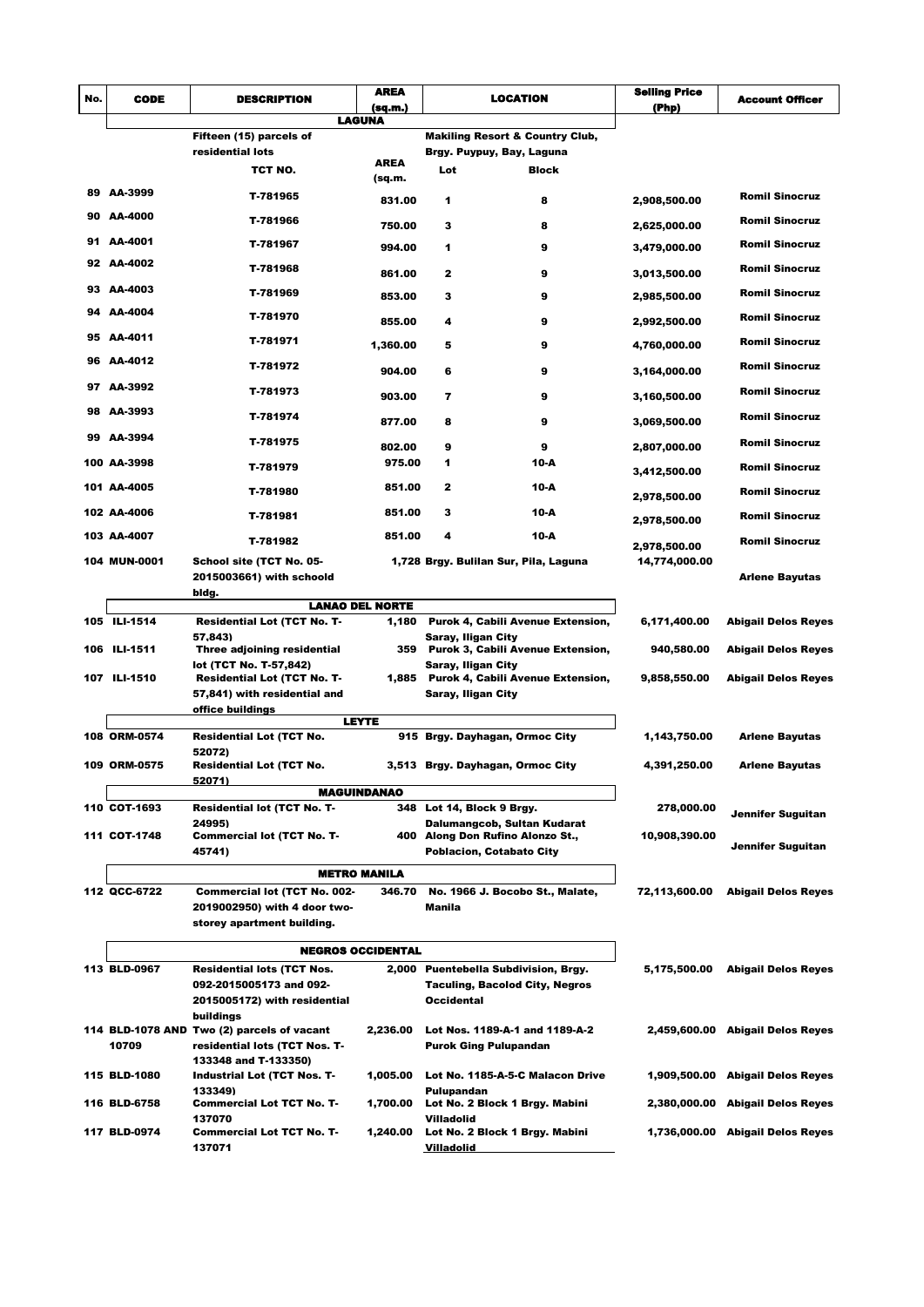| No. | CODE | DESCRIPTION | AREA (sq.m.) | LOCATION | | Selling Price (Php) | Account Officer |
|---|---|---|---|---|---|---|---|
| | | | **LAGUNA** | | | | |
| | | Fifteen (15) parcels of residential lots | | Makiling Resort & Country Club, Brgy. Puypuy, Bay, Laguna | | | |
| | | TCT NO. | AREA (sq.m. | Lot | Block | | |
| 89 | AA-3999 | T-781965 | 831.00 | 1 | 8 | 2,908,500.00 | Romil Sinocruz |
| 90 | AA-4000 | T-781966 | 750.00 | 3 | 8 | 2,625,000.00 | Romil Sinocruz |
| 91 | AA-4001 | T-781967 | 994.00 | 1 | 9 | 3,479,000.00 | Romil Sinocruz |
| 92 | AA-4002 | T-781968 | 861.00 | 2 | 9 | 3,013,500.00 | Romil Sinocruz |
| 93 | AA-4003 | T-781969 | 853.00 | 3 | 9 | 2,985,500.00 | Romil Sinocruz |
| 94 | AA-4004 | T-781970 | 855.00 | 4 | 9 | 2,992,500.00 | Romil Sinocruz |
| 95 | AA-4011 | T-781971 | 1,360.00 | 5 | 9 | 4,760,000.00 | Romil Sinocruz |
| 96 | AA-4012 | T-781972 | 904.00 | 6 | 9 | 3,164,000.00 | Romil Sinocruz |
| 97 | AA-3992 | T-781973 | 903.00 | 7 | 9 | 3,160,500.00 | Romil Sinocruz |
| 98 | AA-3993 | T-781974 | 877.00 | 8 | 9 | 3,069,500.00 | Romil Sinocruz |
| 99 | AA-3994 | T-781975 | 802.00 | 9 | 9 | 2,807,000.00 | Romil Sinocruz |
| 100 | AA-3998 | T-781979 | 975.00 | 1 | 10-A | 3,412,500.00 | Romil Sinocruz |
| 101 | AA-4005 | T-781980 | 851.00 | 2 | 10-A | 2,978,500.00 | Romil Sinocruz |
| 102 | AA-4006 | T-781981 | 851.00 | 3 | 10-A | 2,978,500.00 | Romil Sinocruz |
| 103 | AA-4007 | T-781982 | 851.00 | 4 | 10-A | 2,978,500.00 | Romil Sinocruz |
| 104 | MUN-0001 | School site (TCT No. 05-2015003661) with schoold bldg. | 1,728 | Brgy. Bulilan Sur, Pila, Laguna | | 14,774,000.00 | Arlene Bayutas |
| | | | **LANAO DEL NORTE** | | | | |
| 105 | ILI-1514 | Residential Lot (TCT No. T-57,843) | 1,180 | Purok 4, Cabili Avenue Extension, Saray, Iligan City | | 6,171,400.00 | Abigail Delos Reyes |
| 106 | ILI-1511 | Three adjoining residential lot (TCT No. T-57,842) | 359 | Purok 3, Cabili Avenue Extension, Saray, Iligan City | | 940,580.00 | Abigail Delos Reyes |
| 107 | ILI-1510 | Residential Lot (TCT No. T-57,841) with residential and office buildings | 1,885 | Purok 4, Cabili Avenue Extension, Saray, Iligan City | | 9,858,550.00 | Abigail Delos Reyes |
| | | | **LEYTE** | | | | |
| 108 | ORM-0574 | Residential Lot (TCT No. 52072) | 915 | Brgy. Dayhagan, Ormoc City | | 1,143,750.00 | Arlene Bayutas |
| 109 | ORM-0575 | Residential Lot (TCT No. 52071) | 3,513 | Brgy. Dayhagan, Ormoc City | | 4,391,250.00 | Arlene Bayutas |
| | | | **MAGUINDANAO** | | | | |
| 110 | COT-1693 | Residential lot (TCT No. T-24995) | 348 | Lot 14, Block 9 Brgy. Dalumangcob, Sultan Kudarat | | 278,000.00 | Jennifer Suguitan |
| 111 | COT-1748 | Commercial lot (TCT No. T-45741) | 400 | Along Don Rufino Alonzo St., Poblacion, Cotabato City | | 10,908,390.00 | Jennifer Suguitan |
| | | | **METRO MANILA** | | | | |
| 112 | QCC-6722 | Commercial lot (TCT No. 002-2019002950) with 4 door two-storey apartment building. | 346.70 | No. 1966 J. Bocobo St., Malate, Manila | | 72,113,600.00 | Abigail Delos Reyes |
| | | | **NEGROS OCCIDENTAL** | | | | |
| 113 | BLD-0967 | Residential lots (TCT Nos. 092-2015005173 and 092-2015005172) with residential buildings | 2,000 | Puentebella Subdivision, Brgy. Taculing, Bacolod City, Negros Occidental | | 5,175,500.00 | Abigail Delos Reyes |
| 114 | BLD-1078 AND 10709 | Two (2) parcels of vacant residential lots (TCT Nos. T-133348 and T-133350) | 2,236.00 | Lot Nos. 1189-A-1 and 1189-A-2 Purok Ging Pulupandan | | 2,459,600.00 | Abigail Delos Reyes |
| 115 | BLD-1080 | Industrial Lot (TCT Nos. T-133349) | 1,005.00 | Lot No. 1185-A-5-C Malacon Drive Pulupandan | | 1,909,500.00 | Abigail Delos Reyes |
| 116 | BLD-6758 | Commercial Lot TCT No. T-137070 | 1,700.00 | Lot No. 2 Block 1 Brgy. Mabini Villadolid | | 2,380,000.00 | Abigail Delos Reyes |
| 117 | BLD-0974 | Commercial Lot TCT No. T-137071 | 1,240.00 | Lot No. 2 Block 1 Brgy. Mabini Villadolid | | 1,736,000.00 | Abigail Delos Reyes |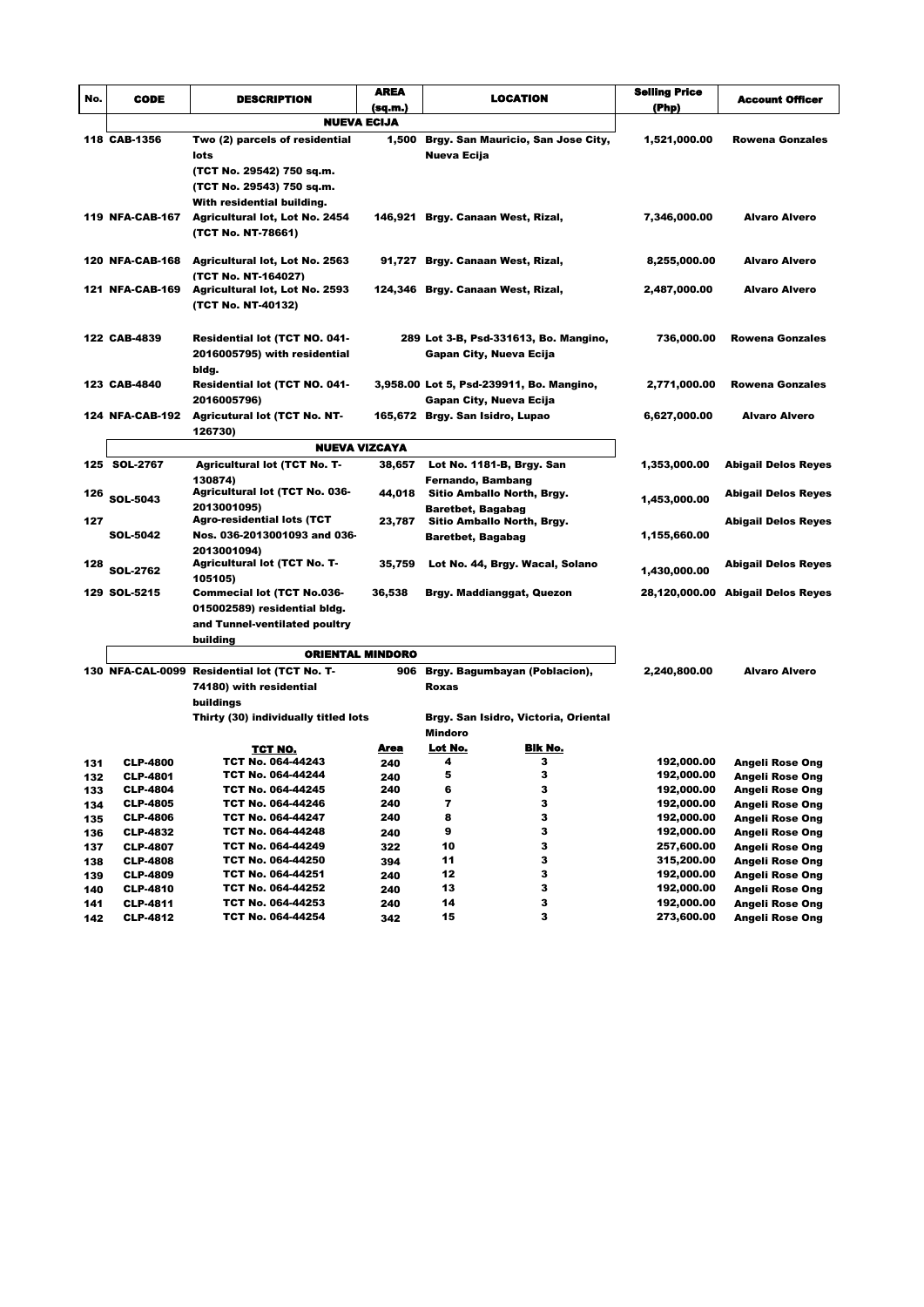| No. | CODE | DESCRIPTION | AREA (sq.m.) | LOCATION | Selling Price (Php) | Account Officer |
|---|---|---|---|---|---|---|
| | | **NUEVA ECIJA** | | | | |
| 118 | CAB-1356 | Two (2) parcels of residential lots (TCT No. 29542) 750 sq.m. (TCT No. 29543) 750 sq.m. With residential building. | 1,500 | Brgy. San Mauricio, San Jose City, Nueva Ecija | 1,521,000.00 | Rowena Gonzales |
| 119 | NFA-CAB-167 | Agricultural lot, Lot No. 2454 (TCT No. NT-78661) | 146,921 | Brgy. Canaan West, Rizal, | 7,346,000.00 | Alvaro Alvero |
| 120 | NFA-CAB-168 | Agricultural lot, Lot No. 2563 (TCT No. NT-164027) | 91,727 | Brgy. Canaan West, Rizal, | 8,255,000.00 | Alvaro Alvero |
| 121 | NFA-CAB-169 | Agricultural lot, Lot No. 2593 (TCT No. NT-40132) | 124,346 | Brgy. Canaan West, Rizal, | 2,487,000.00 | Alvaro Alvero |
| 122 | CAB-4839 | Residential lot (TCT NO. 041-2016005795) with residential bldg. | 289 | Lot 3-B, Psd-331613, Bo. Mangino, Gapan City, Nueva Ecija | 736,000.00 | Rowena Gonzales |
| 123 | CAB-4840 | Residential lot (TCT NO. 041-2016005796) | 3,958.00 | Lot 5, Psd-239911, Bo. Mangino, Gapan City, Nueva Ecija | 2,771,000.00 | Rowena Gonzales |
| 124 | NFA-CAB-192 | Agricutural lot (TCT No. NT-126730) | 165,672 | Brgy. San Isidro, Lupao | 6,627,000.00 | Alvaro Alvero |
| | | **NUEVA VIZCAYA** | | | | |
| 125 | SOL-2767 | Agricultural lot (TCT No. T-130874) | 38,657 | Lot No. 1181-B, Brgy. San Fernando, Bambang | 1,353,000.00 | Abigail Delos Reyes |
| 126 | SOL-5043 | Agricultural lot (TCT No. 036-2013001095) | 44,018 | Sitio Amballo North, Brgy. Baretbet, Bagabag | 1,453,000.00 | Abigail Delos Reyes |
| 127 | SOL-5042 | Agro-residential lots (TCT Nos. 036-2013001093 and 036-2013001094) | 23,787 | Sitio Amballo North, Brgy. Baretbet, Bagabag | 1,155,660.00 | Abigail Delos Reyes |
| 128 | SOL-2762 | Agricultural lot (TCT No. T-105105) | 35,759 | Lot No. 44, Brgy. Wacal, Solano | 1,430,000.00 | Abigail Delos Reyes |
| 129 | SOL-5215 | Commecial lot (TCT No.036-015002589) residential bldg. and Tunnel-ventilated poultry building | 36,538 | Brgy. Maddianggat, Quezon | 28,120,000.00 | Abigail Delos Reyes |
| | | **ORIENTAL MINDORO** | | | | |
| 130 | NFA-CAL-0099 | Residential lot (TCT No. T-74180) with residential buildings | 906 | Brgy. Bagumbayan (Poblacion), Roxas | 2,240,800.00 | Alvaro Alvero |
| | | Thirty (30) individually titled lots | | Brgy. San Isidro, Victoria, Oriental Mindoro | | |
| | | **TCT NO.** | **Area** | **Lot No.** / **Blk No.** | | |
| 131 | CLP-4800 | TCT No. 064-44243 | 240 | 4 / 3 | 192,000.00 | Angeli Rose Ong |
| 132 | CLP-4801 | TCT No. 064-44244 | 240 | 5 / 3 | 192,000.00 | Angeli Rose Ong |
| 133 | CLP-4804 | TCT No. 064-44245 | 240 | 6 / 3 | 192,000.00 | Angeli Rose Ong |
| 134 | CLP-4805 | TCT No. 064-44246 | 240 | 7 / 3 | 192,000.00 | Angeli Rose Ong |
| 135 | CLP-4806 | TCT No. 064-44247 | 240 | 8 / 3 | 192,000.00 | Angeli Rose Ong |
| 136 | CLP-4832 | TCT No. 064-44248 | 240 | 9 / 3 | 192,000.00 | Angeli Rose Ong |
| 137 | CLP-4807 | TCT No. 064-44249 | 322 | 10 / 3 | 257,600.00 | Angeli Rose Ong |
| 138 | CLP-4808 | TCT No. 064-44250 | 394 | 11 / 3 | 315,200.00 | Angeli Rose Ong |
| 139 | CLP-4809 | TCT No. 064-44251 | 240 | 12 / 3 | 192,000.00 | Angeli Rose Ong |
| 140 | CLP-4810 | TCT No. 064-44252 | 240 | 13 / 3 | 192,000.00 | Angeli Rose Ong |
| 141 | CLP-4811 | TCT No. 064-44253 | 240 | 14 / 3 | 192,000.00 | Angeli Rose Ong |
| 142 | CLP-4812 | TCT No. 064-44254 | 342 | 15 / 3 | 273,600.00 | Angeli Rose Ong |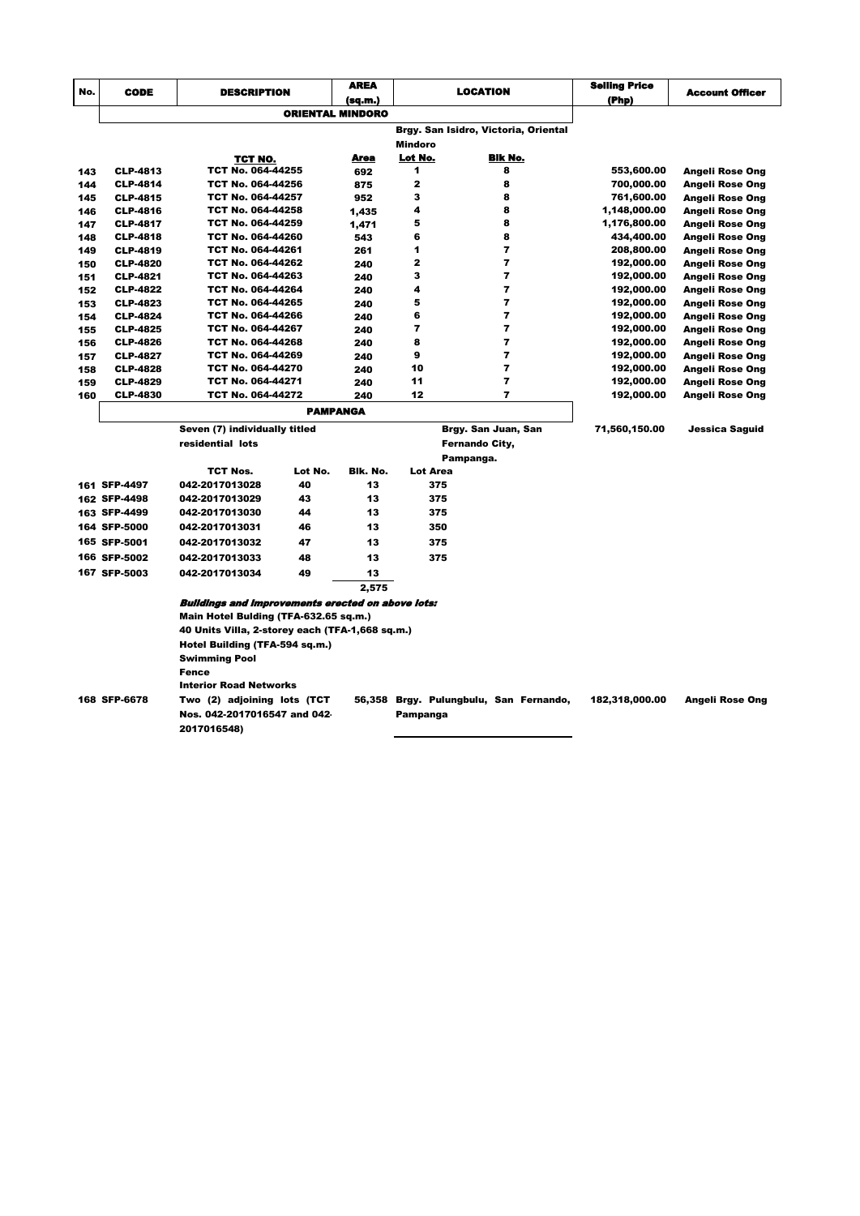| No. | CODE | DESCRIPTION | AREA (sq.m.) | LOCATION | | Selling Price (Php) | Account Officer |
|---|---|---|---|---|---|---|---|
| | | | **ORIENTAL MINDORO** | | | | |
| | | | | Brgy. San Isidro, Victoria, Oriental Mindoro | | | |
| | | **TCT NO.** | **Area** | **Lot No.** | **Blk No.** | | |
| 143 | CLP-4813 | TCT No. 064-44255 | 692 | 1 | 8 | 553,600.00 | Angeli Rose Ong |
| 144 | CLP-4814 | TCT No. 064-44256 | 875 | 2 | 8 | 700,000.00 | Angeli Rose Ong |
| 145 | CLP-4815 | TCT No. 064-44257 | 952 | 3 | 8 | 761,600.00 | Angeli Rose Ong |
| 146 | CLP-4816 | TCT No. 064-44258 | 1,435 | 4 | 8 | 1,148,000.00 | Angeli Rose Ong |
| 147 | CLP-4817 | TCT No. 064-44259 | 1,471 | 5 | 8 | 1,176,800.00 | Angeli Rose Ong |
| 148 | CLP-4818 | TCT No. 064-44260 | 543 | 6 | 8 | 434,400.00 | Angeli Rose Ong |
| 149 | CLP-4819 | TCT No. 064-44261 | 261 | 1 | 7 | 208,800.00 | Angeli Rose Ong |
| 150 | CLP-4820 | TCT No. 064-44262 | 240 | 2 | 7 | 192,000.00 | Angeli Rose Ong |
| 151 | CLP-4821 | TCT No. 064-44263 | 240 | 3 | 7 | 192,000.00 | Angeli Rose Ong |
| 152 | CLP-4822 | TCT No. 064-44264 | 240 | 4 | 7 | 192,000.00 | Angeli Rose Ong |
| 153 | CLP-4823 | TCT No. 064-44265 | 240 | 5 | 7 | 192,000.00 | Angeli Rose Ong |
| 154 | CLP-4824 | TCT No. 064-44266 | 240 | 6 | 7 | 192,000.00 | Angeli Rose Ong |
| 155 | CLP-4825 | TCT No. 064-44267 | 240 | 7 | 7 | 192,000.00 | Angeli Rose Ong |
| 156 | CLP-4826 | TCT No. 064-44268 | 240 | 8 | 7 | 192,000.00 | Angeli Rose Ong |
| 157 | CLP-4827 | TCT No. 064-44269 | 240 | 9 | 7 | 192,000.00 | Angeli Rose Ong |
| 158 | CLP-4828 | TCT No. 064-44270 | 240 | 10 | 7 | 192,000.00 | Angeli Rose Ong |
| 159 | CLP-4829 | TCT No. 064-44271 | 240 | 11 | 7 | 192,000.00 | Angeli Rose Ong |
| 160 | CLP-4830 | TCT No. 064-44272 | 240 | 12 | 7 | 192,000.00 | Angeli Rose Ong |
| | | | **PAMPANGA** | | | | |
| | | Seven (7) individually titled residential lots | | Brgy. San Juan, San Fernando City, Pampanga. | | 71,560,150.00 | Jessica Saguid |

| No. | CODE | TCT Nos. | Lot No. | Blk. No. | Lot Area |
|---|---|---|---|---|---|
| 161 | SFP-4497 | 042-2017013028 | 40 | 13 | 375 |
| 162 | SFP-4498 | 042-2017013029 | 43 | 13 | 375 |
| 163 | SFP-4499 | 042-2017013030 | 44 | 13 | 375 |
| 164 | SFP-5000 | 042-2017013031 | 46 | 13 | 350 |
| 165 | SFP-5001 | 042-2017013032 | 47 | 13 | 375 |
| 166 | SFP-5002 | 042-2017013033 | 48 | 13 | 375 |
| 167 | SFP-5003 | 042-2017013034 | 49 | 13 | |
| | | | | 2,575 | |

***Buildings and Improvements erected on above lots:***

- Main Hotel Bulding (TFA-632.65 sq.m.)
- 40 Units Villa, 2-storey each (TFA-1,668 sq.m.)
- Hotel Building (TFA-594 sq.m.)
- Swimming Pool
- Fence
- Interior Road Networks

| No. | CODE | DESCRIPTION | AREA (sq.m.) | LOCATION | Selling Price (Php) | Account Officer |
|---|---|---|---|---|---|---|
| 168 | SFP-6678 | Two (2) adjoining lots (TCT Nos. 042-2017016547 and 042-2017016548) | 56,358 | Brgy. Pulungbulu, San Fernando, Pampanga | 182,318,000.00 | Angeli Rose Ong |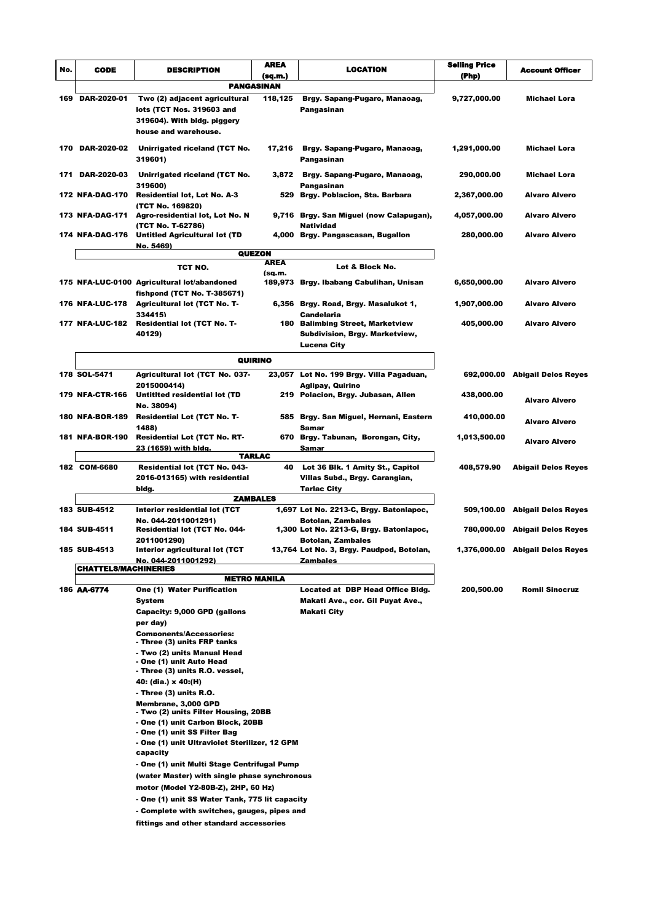| No. | CODE | DESCRIPTION | AREA (sq.m.) | LOCATION | Selling Price (Php) | Account Officer |
|---|---|---|---|---|---|---|
| | | **PANGASINAN** | | | | |
| 169 | DAR-2020-01 | Two (2) adjacent agricultural lots (TCT Nos. 319603 and 319604). With bldg. piggery house and warehouse. | 118,125 | Brgy. Sapang-Pugaro, Manaoag, Pangasinan | 9,727,000.00 | Michael Lora |
| 170 | DAR-2020-02 | Unirrigated riceland (TCT No. 319601) | 17,216 | Brgy. Sapang-Pugaro, Manaoag, Pangasinan | 1,291,000.00 | Michael Lora |
| 171 | DAR-2020-03 | Unirrigated riceland (TCT No. 319600) | 3,872 | Brgy. Sapang-Pugaro, Manaoag, Pangasinan | 290,000.00 | Michael Lora |
| 172 | NFA-DAG-170 | Residential lot, Lot No. A-3 (TCT No. 169820) | 529 | Brgy. Poblacion, Sta. Barbara | 2,367,000.00 | Alvaro Alvero |
| 173 | NFA-DAG-171 | Agro-residential lot, Lot No. N (TCT No. T-62786) | 9,716 | Brgy. San Miguel (now Calapugan), Natividad | 4,057,000.00 | Alvaro Alvero |
| 174 | NFA-DAG-176 | Untitled Agricultural lot (TD No. 5469) | 4,000 | Brgy. Pangascasan, Bugallon | 280,000.00 | Alvaro Alvero |
| | | **QUEZON** | | | | |
| | | TCT NO. | AREA (sq.m. | Lot & Block No. | | |
| 175 | NFA-LUC-0100 | Agricultural lot/abandoned fishpond (TCT No. T-385671) | 189,973 | Brgy. Ibabang Cabulihan, Unisan | 6,650,000.00 | Alvaro Alvero |
| 176 | NFA-LUC-178 | Agricultural lot (TCT No. T-334415) | 6,356 | Brgy. Road, Brgy. Masalukot 1, Candelaria | 1,907,000.00 | Alvaro Alvero |
| 177 | NFA-LUC-182 | Residential lot (TCT No. T-40129) | 180 | Balimbing Street, Marketview Subdivision, Brgy. Marketview, Lucena City | 405,000.00 | Alvaro Alvero |
| | | **QUIRINO** | | | | |
| 178 | SOL-5471 | Agricultural lot (TCT No. 037-2015000414) | 23,057 | Lot No. 199 Brgy. Villa Pagaduan, Aglipay, Quirino | 692,000.00 | Abigail Delos Reyes |
| 179 | NFA-CTR-166 | Untitlted residential lot (TD No. 38094) | 219 | Polacion, Brgy. Jubasan, Allen | 438,000.00 | Alvaro Alvero |
| 180 | NFA-BOR-189 | Residential Lot (TCT No. T-1488) | 585 | Brgy. San Miguel, Hernani, Eastern Samar | 410,000.00 | Alvaro Alvero |
| 181 | NFA-BOR-190 | Residential Lot (TCT No. RT-23 (1659) with bldg. | 670 | Brgy. Tabunan, Borongan, City, Samar | 1,013,500.00 | Alvaro Alvero |
| | | **TARLAC** | | | | |
| 182 | COM-6680 | Residential lot (TCT No. 043-2016-013165) with residential bldg. | 40 | Lot 36 Blk. 1 Amity St., Capitol Villas Subd., Brgy. Carangian, Tarlac City | 408,579.90 | Abigail Delos Reyes |
| | | **ZAMBALES** | | | | |
| 183 | SUB-4512 | Interior residential lot (TCT No. 044-2011001291) | 1,697 | Lot No. 2213-C, Brgy. Batonlapoc, Botolan, Zambales | 509,100.00 | Abigail Delos Reyes |
| 184 | SUB-4511 | Residential lot (TCT No. 044-2011001290) | 1,300 | Lot No. 2213-G, Brgy. Batonlapoc, Botolan, Zambales | 780,000.00 | Abigail Delos Reyes |
| 185 | SUB-4513 | Interior agricultural lot (TCT No. 044-2011001292) | 13,764 | Lot No. 3, Brgy. Paudpod, Botolan, Zambales | 1,376,000.00 | Abigail Delos Reyes |
| | **CHATTELS/MACHINERIES** | | | | | |
| | | **METRO MANILA** | | | | |
| 186 | AA-6774 | One (1) Water Purification System<br>Capacity: 9,000 GPD (gallons per day)<br>Components/Accessories:<br>- Three (3) units FRP tanks<br>- Two (2) units Manual Head<br>- One (1) unit Auto Head<br>- Three (3) units R.O. vessel, 40: (dia.) x 40:(H)<br>- Three (3) units R.O. Membrane, 3,000 GPD<br>- Two (2) units Filter Housing, 20BB<br>- One (1) unit Carbon Block, 20BB<br>- One (1) unit SS Filter Bag<br>- One (1) unit Ultraviolet Sterilizer, 12 GPM capacity<br>- One (1) unit Multi Stage Centrifugal Pump (water Master) with single phase synchronous motor (Model Y2-80B-Z), 2HP, 60 Hz)<br>- One (1) unit SS Water Tank, 775 lit capacity<br>- Complete with switches, gauges, pipes and fittings and other standard accessories | | Located at DBP Head Office Bldg. Makati Ave., cor. Gil Puyat Ave., Makati City | 200,500.00 | Romil Sinocruz |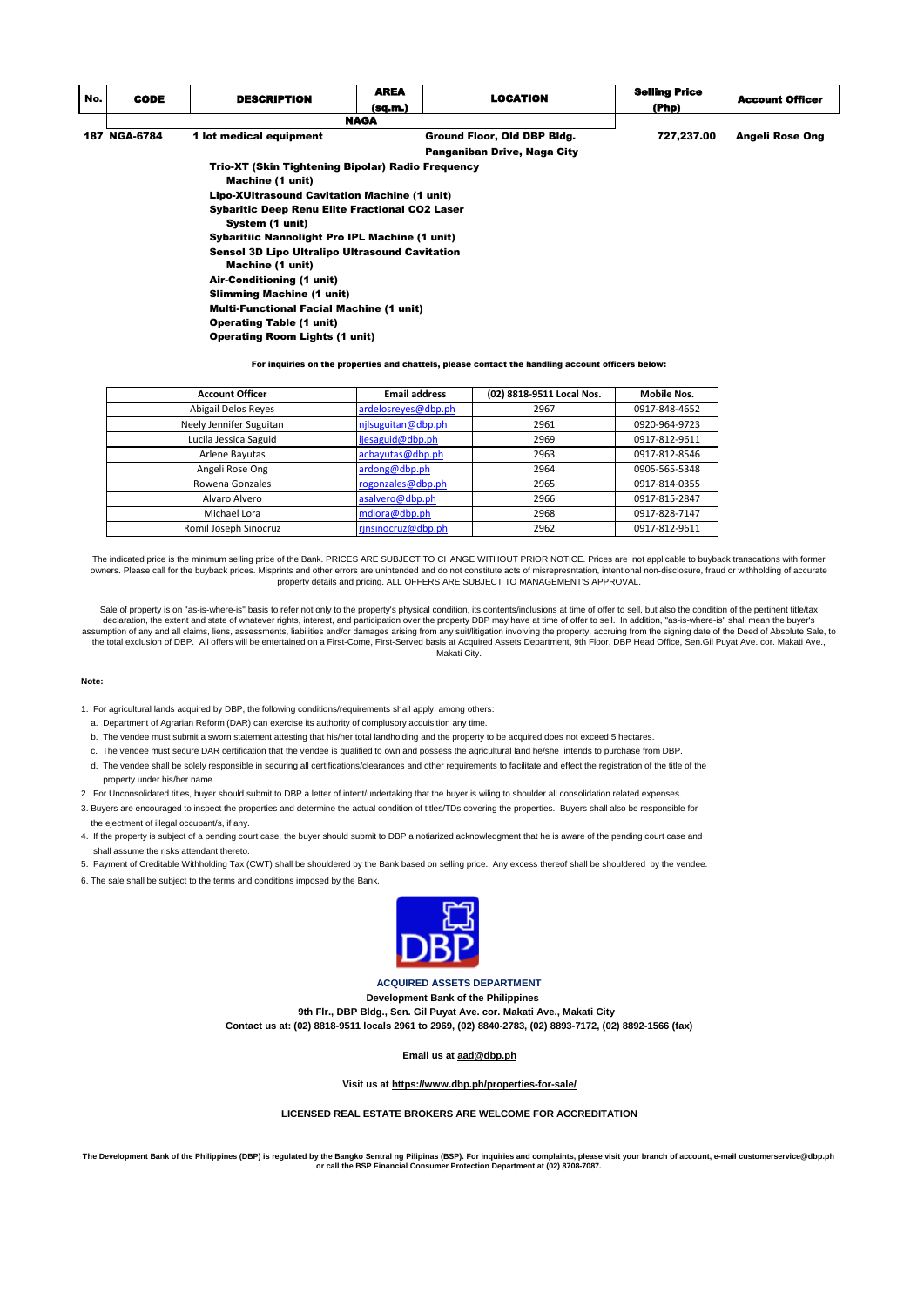| No. | CODE | DESCRIPTION | AREA (sq.m.) | LOCATION | Selling Price (Php) | Account Officer |
|---|---|---|---|---|---|---|
| | | | NAGA | | | |
| 187 | NGA-6784 | 1 lot medical equipment<br>Trio-XT (Skin Tightening Bipolar) Radio Frequency Machine (1 unit)<br>Lipo-XUltrasound Cavitation Machine (1 unit)<br>Sybaritic Deep Renu Elite Fractional CO2 Laser System (1 unit)<br>Sybaritiic Nannolight Pro IPL Machine (1 unit)<br>Sensol 3D Lipo Ultralipo Ultrasound Cavitation Machine (1 unit)<br>Air-Conditioning (1 unit)<br>Slimming Machine (1 unit)<br>Multi-Functional Facial Machine (1 unit)<br>Operating Table (1 unit)<br>Operating Room Lights (1 unit) | | Ground Floor, Old DBP Bldg. Panganiban Drive, Naga City | 727,237.00 | Angeli Rose Ong |

**For inquiries on the properties and chattels, please contact the handling account officers below:**

| Account Officer | Email address | (02) 8818-9511 Local Nos. | Mobile Nos. |
|---|---|---|---|
| Abigail Delos Reyes | ardelosreyes@dbp.ph | 2967 | 0917-848-4652 |
| Neely Jennifer Suguitan | njlsuguitan@dbp.ph | 2961 | 0920-964-9723 |
| Lucila Jessica Saguid | ljesaguid@dbp.ph | 2969 | 0917-812-9611 |
| Arlene Bayutas | acbayutas@dbp.ph | 2963 | 0917-812-8546 |
| Angeli Rose Ong | ardong@dbp.ph | 2964 | 0905-565-5348 |
| Rowena Gonzales | rogonzales@dbp.ph | 2965 | 0917-814-0355 |
| Alvaro Alvero | asalvero@dbp.ph | 2966 | 0917-815-2847 |
| Michael Lora | mdlora@dbp.ph | 2968 | 0917-828-7147 |
| Romil Joseph Sinocruz | rjnsinocruz@dbp.ph | 2962 | 0917-812-9611 |

The indicated price is the minimum selling price of the Bank. PRICES ARE SUBJECT TO CHANGE WITHOUT PRIOR NOTICE. Prices are not applicable to buyback transcations with former owners. Please call for the buyback prices. Misprints and other errors are unintended and do not constitute acts of misrepresntation, intentional non-disclosure, fraud or withholding of accurate property details and pricing. ALL OFFERS ARE SUBJECT TO MANAGEMENT'S APPROVAL.

Sale of property is on "as-is-where-is" basis to refer not only to the property's physical condition, its contents/inclusions at time of offer to sell, but also the condition of the pertinent title/tax declaration, the extent and state of whatever rights, interest, and participation over the property DBP may have at time of offer to sell. In addition, "as-is-where-is" shall mean the buyer's assumption of any and all claims, liens, assessments, liabilities and/or damages arising from any suit/litigation involving the property, accruing from the signing date of the Deed of Absolute Sale, to the total exclusion of DBP. All offers will be entertained on a First-Come, First-Served basis at Acquired Assets Department, 9th Floor, DBP Head Office, Sen.Gil Puyat Ave. cor. Makati Ave., Makati City.

**Note:**

1. For agricultural lands acquired by DBP, the following conditions/requirements shall apply, among others:
   a. Department of Agrarian Reform (DAR) can exercise its authority of complusory acquisition any time.
   b. The vendee must submit a sworn statement attesting that his/her total landholding and the property to be acquired does not exceed 5 hectares.
   c. The vendee must secure DAR certification that the vendee is qualified to own and possess the agricultural land he/she intends to purchase from DBP.
   d. The vendee shall be solely responsible in securing all certifications/clearances and other requirements to facilitate and effect the registration of the title of the property under his/her name.
2. For Unconsolidated titles, buyer should submit to DBP a letter of intent/undertaking that the buyer is wiling to shoulder all consolidation related expenses.
3. Buyers are encouraged to inspect the properties and determine the actual condition of titles/TDs covering the properties. Buyers shall also be responsible for the ejectment of illegal occupant/s, if any.
4. If the property is subject of a pending court case, the buyer should submit to DBP a notiarized acknowledgment that he is aware of the pending court case and shall assume the risks attendant thereto.
5. Payment of Creditable Withholding Tax (CWT) shall be shouldered by the Bank based on selling price. Any excess thereof shall be shouldered by the vendee.
6. The sale shall be subject to the terms and conditions imposed by the Bank.

**ACQUIRED ASSETS DEPARTMENT**

**Development Bank of the Philippines**

**9th Flr., DBP Bldg., Sen. Gil Puyat Ave. cor. Makati Ave., Makati City**

**Contact us at: (02) 8818-9511 locals 2961 to 2969, (02) 8840-2783, (02) 8893-7172, (02) 8892-1566 (fax)**

**Email us at aad@dbp.ph**

**Visit us at https://www.dbp.ph/properties-for-sale/**

**LICENSED REAL ESTATE BROKERS ARE WELCOME FOR ACCREDITATION**

**The Development Bank of the Philippines (DBP) is regulated by the Bangko Sentral ng Pilipinas (BSP). For inquiries and complaints, please visit your branch of account, e-mail customerservice@dbp.ph or call the BSP Financial Consumer Protection Department at (02) 8708-7087.**